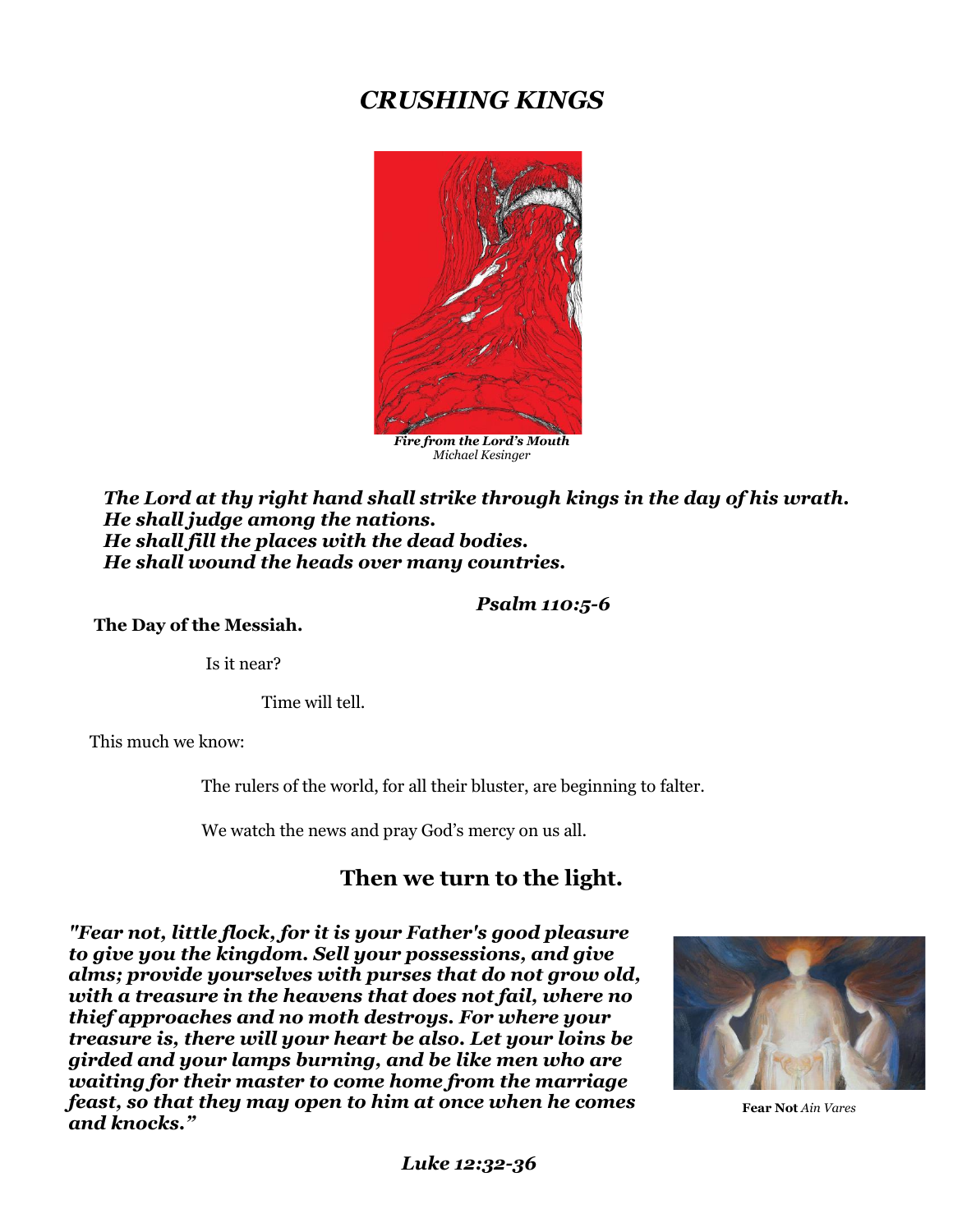# *CRUSHING KINGS*

***Fire from the Lord's Mouth***
*Michael Kesinger*

***The Lord at thy right hand shall strike through kings in the day of his wrath.***
***He shall judge among the nations.***
***He shall fill the places with the dead bodies.***
***He shall wound the heads over many countries.***

***Psalm 110:5-6***

**The Day of the Messiah.**

Is it near?

Time will tell.

This much we know:

The rulers of the world, for all their bluster, are beginning to falter.

We watch the news and pray God's mercy on us all.

## Then we turn to the light.

***"Fear not, little flock, for it is your Father's good pleasure to give you the kingdom. Sell your possessions, and give alms; provide yourselves with purses that do not grow old, with a treasure in the heavens that does not fail, where no thief approaches and no moth destroys. For where your treasure is, there will your heart be also. Let your loins be girded and your lamps burning, and be like men who are waiting for their master to come home from the marriage feast, so that they may open to him at once when he comes and knocks."***

**Fear Not** *Ain Vares*

***Luke 12:32-36***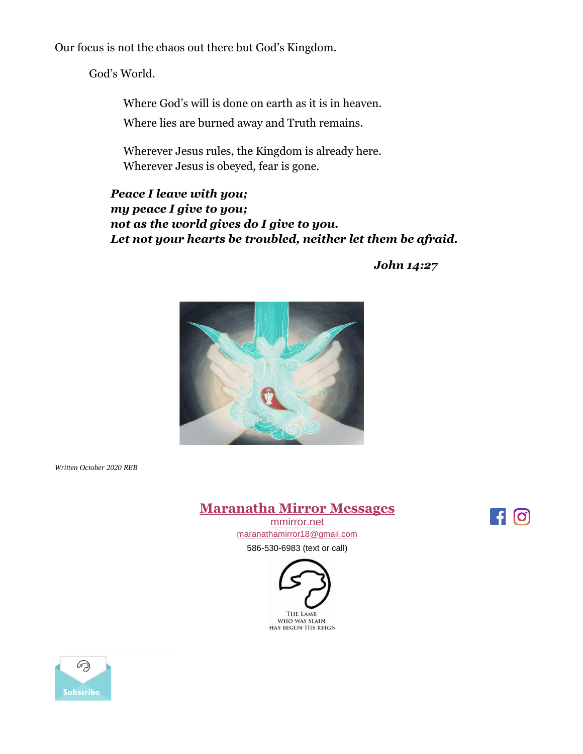Our focus is not the chaos out there but God's Kingdom.

God's World.

Where God's will is done on earth as it is in heaven.

Where lies are burned away and Truth remains.

Wherever Jesus rules, the Kingdom is already here.
Wherever Jesus is obeyed, fear is gone.

***Peace I leave with you;***
***my peace I give to you;***
***not as the world gives do I give to you.***
***Let not your hearts be troubled, neither let them be afraid.***

***John 14:27***

*Written October 2020 REB*

**Maranatha Mirror Messages**

mmirror.net

maranathamirror18@gmail.com

586-530-6983 (text or call)

THE LAMB
WHO WAS SLAIN
HAS BEGUN HIS REIGN

Subscribe